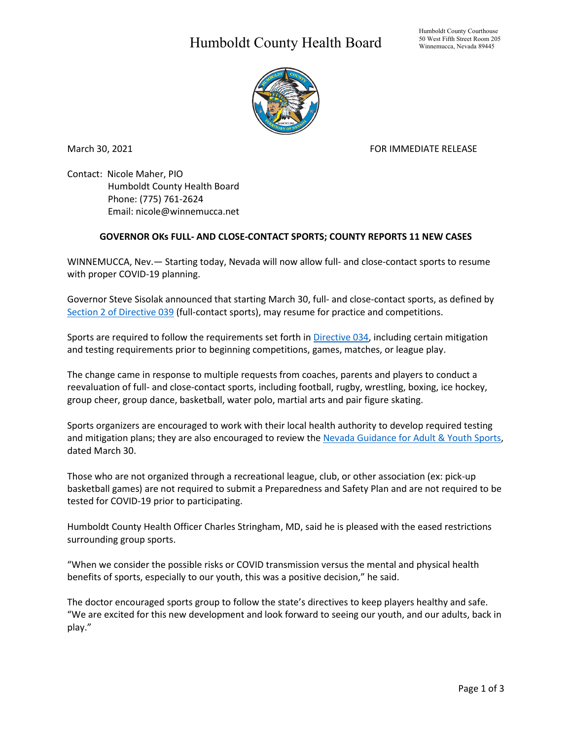# Humboldt County Health Board

Humboldt County Courthouse
50 West Fifth Street Room 205
Winnemucca, Nevada 89445

March 30, 2021 FOR IMMEDIATE RELEASE

Contact: Nicole Maher, PIO
Humboldt County Health Board
Phone: (775) 761-2624
Email: nicole@winnemucca.net

**GOVERNOR OKs FULL- AND CLOSE-CONTACT SPORTS; COUNTY REPORTS 11 NEW CASES**

WINNEMUCCA, Nev.— Starting today, Nevada will now allow full- and close-contact sports to resume with proper COVID-19 planning.

Governor Steve Sisolak announced that starting March 30, full- and close-contact sports, as defined by Section 2 of Directive 039 (full-contact sports), may resume for practice and competitions.

Sports are required to follow the requirements set forth in Directive 034, including certain mitigation and testing requirements prior to beginning competitions, games, matches, or league play.

The change came in response to multiple requests from coaches, parents and players to conduct a reevaluation of full- and close-contact sports, including football, rugby, wrestling, boxing, ice hockey, group cheer, group dance, basketball, water polo, martial arts and pair figure skating.

Sports organizers are encouraged to work with their local health authority to develop required testing and mitigation plans; they are also encouraged to review the Nevada Guidance for Adult & Youth Sports, dated March 30.

Those who are not organized through a recreational league, club, or other association (ex: pick-up basketball games) are not required to submit a Preparedness and Safety Plan and are not required to be tested for COVID-19 prior to participating.

Humboldt County Health Officer Charles Stringham, MD, said he is pleased with the eased restrictions surrounding group sports.

"When we consider the possible risks or COVID transmission versus the mental and physical health benefits of sports, especially to our youth, this was a positive decision," he said.

The doctor encouraged sports group to follow the state's directives to keep players healthy and safe. "We are excited for this new development and look forward to seeing our youth, and our adults, back in play."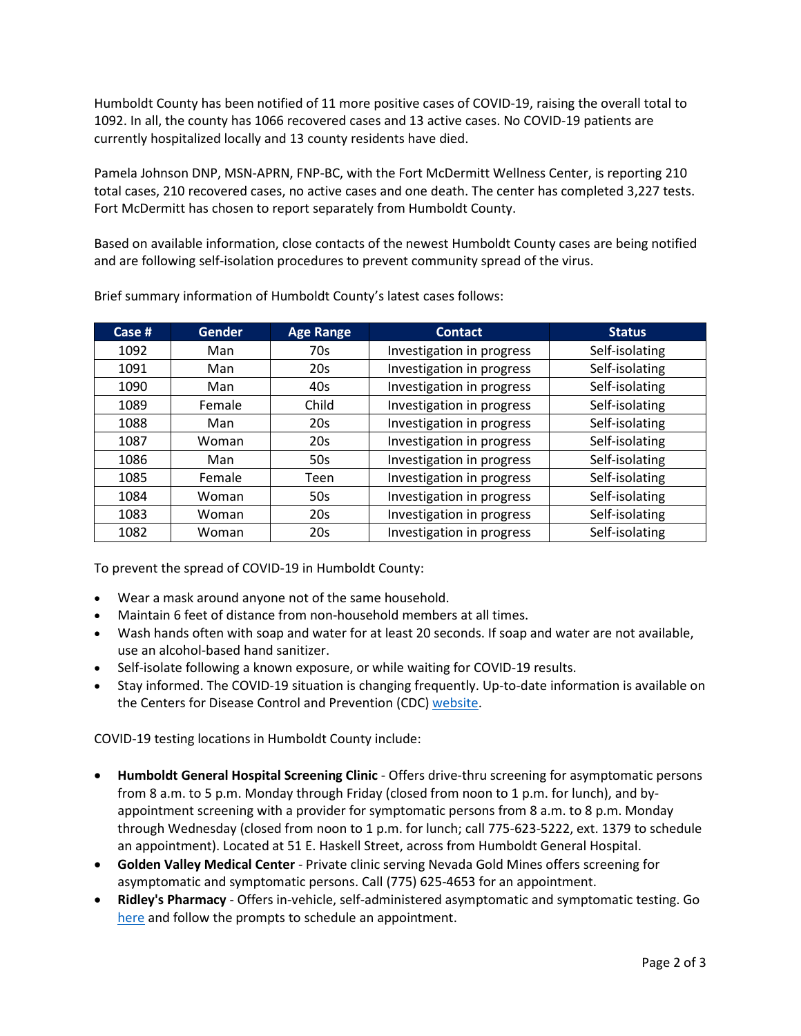Humboldt County has been notified of 11 more positive cases of COVID-19, raising the overall total to 1092. In all, the county has 1066 recovered cases and 13 active cases. No COVID-19 patients are currently hospitalized locally and 13 county residents have died.

Pamela Johnson DNP, MSN-APRN, FNP-BC, with the Fort McDermitt Wellness Center, is reporting 210 total cases, 210 recovered cases, no active cases and one death. The center has completed 3,227 tests. Fort McDermitt has chosen to report separately from Humboldt County.

Based on available information, close contacts of the newest Humboldt County cases are being notified and are following self-isolation procedures to prevent community spread of the virus.

Brief summary information of Humboldt County's latest cases follows:

| Case # | Gender | Age Range | Contact | Status |
|---|---|---|---|---|
| 1092 | Man | 70s | Investigation in progress | Self-isolating |
| 1091 | Man | 20s | Investigation in progress | Self-isolating |
| 1090 | Man | 40s | Investigation in progress | Self-isolating |
| 1089 | Female | Child | Investigation in progress | Self-isolating |
| 1088 | Man | 20s | Investigation in progress | Self-isolating |
| 1087 | Woman | 20s | Investigation in progress | Self-isolating |
| 1086 | Man | 50s | Investigation in progress | Self-isolating |
| 1085 | Female | Teen | Investigation in progress | Self-isolating |
| 1084 | Woman | 50s | Investigation in progress | Self-isolating |
| 1083 | Woman | 20s | Investigation in progress | Self-isolating |
| 1082 | Woman | 20s | Investigation in progress | Self-isolating |

To prevent the spread of COVID-19 in Humboldt County:

- Wear a mask around anyone not of the same household.
- Maintain 6 feet of distance from non-household members at all times.
- Wash hands often with soap and water for at least 20 seconds. If soap and water are not available, use an alcohol-based hand sanitizer.
- Self-isolate following a known exposure, or while waiting for COVID-19 results.
- Stay informed. The COVID-19 situation is changing frequently. Up-to-date information is available on the Centers for Disease Control and Prevention (CDC) website.

COVID-19 testing locations in Humboldt County include:

- **Humboldt General Hospital Screening Clinic** - Offers drive-thru screening for asymptomatic persons from 8 a.m. to 5 p.m. Monday through Friday (closed from noon to 1 p.m. for lunch), and by-appointment screening with a provider for symptomatic persons from 8 a.m. to 8 p.m. Monday through Wednesday (closed from noon to 1 p.m. for lunch; call 775-623-5222, ext. 1379 to schedule an appointment). Located at 51 E. Haskell Street, across from Humboldt General Hospital.
- **Golden Valley Medical Center** - Private clinic serving Nevada Gold Mines offers screening for asymptomatic and symptomatic persons. Call (775) 625-4653 for an appointment.
- **Ridley's Pharmacy** - Offers in-vehicle, self-administered asymptomatic and symptomatic testing. Go here and follow the prompts to schedule an appointment.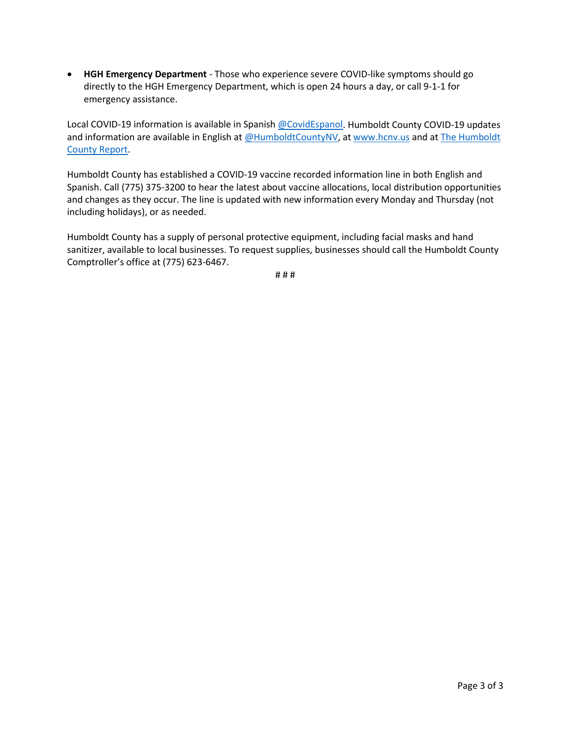- **HGH Emergency Department** - Those who experience severe COVID-like symptoms should go directly to the HGH Emergency Department, which is open 24 hours a day, or call 9-1-1 for emergency assistance.

Local COVID-19 information is available in Spanish @CovidEspanol. Humboldt County COVID-19 updates and information are available in English at @HumboldtCountyNV, at www.hcnv.us and at The Humboldt County Report.

Humboldt County has established a COVID-19 vaccine recorded information line in both English and Spanish. Call (775) 375-3200 to hear the latest about vaccine allocations, local distribution opportunities and changes as they occur. The line is updated with new information every Monday and Thursday (not including holidays), or as needed.

Humboldt County has a supply of personal protective equipment, including facial masks and hand sanitizer, available to local businesses. To request supplies, businesses should call the Humboldt County Comptroller's office at (775) 623-6467.

# # #